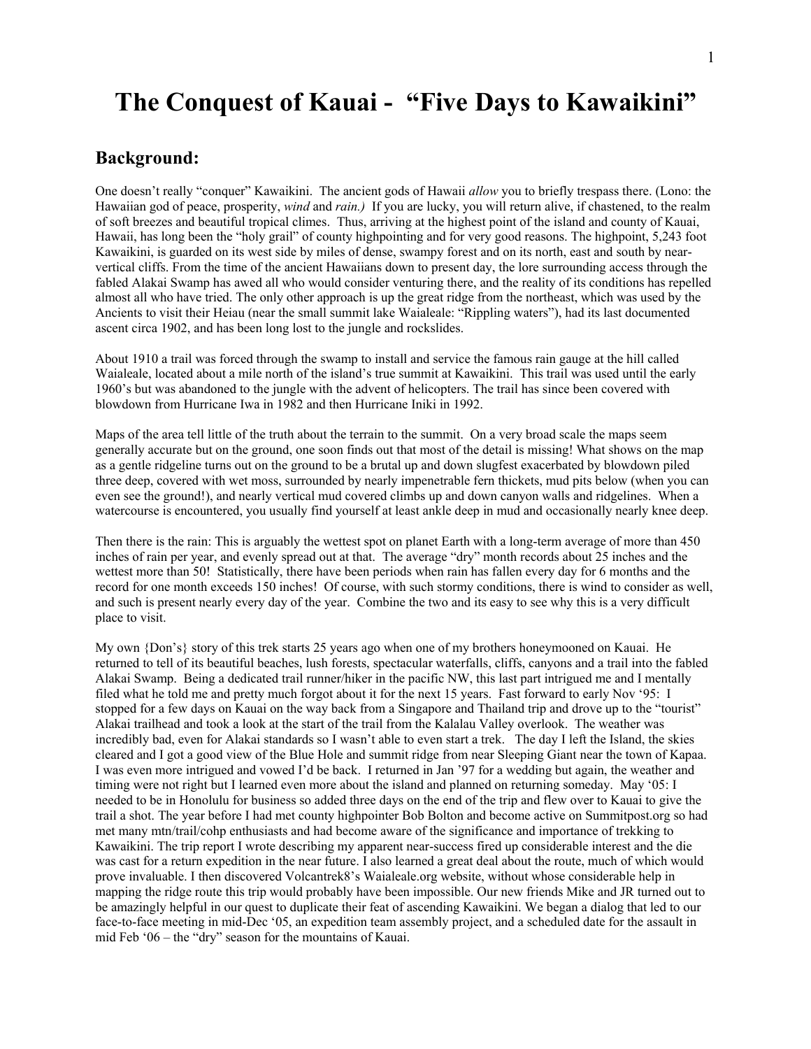# The Conquest of Kauai - "Five Days to Kawaikini"

## Background:

One doesn't really "conquer" Kawaikini. The ancient gods of Hawaii *allow* you to briefly trespass there. (Lono: the Hawaiian god of peace, prosperity, *wind* and *rain.)* If you are lucky, you will return alive, if chastened, to the realm of soft breezes and beautiful tropical climes. Thus, arriving at the highest point of the island and county of Kauai, Hawaii, has long been the "holy grail" of county highpointing and for very good reasons. The highpoint, 5,243 foot Kawaikini, is guarded on its west side by miles of dense, swampy forest and on its north, east and south by near-vertical cliffs. From the time of the ancient Hawaiians down to present day, the lore surrounding access through the fabled Alakai Swamp has awed all who would consider venturing there, and the reality of its conditions has repelled almost all who have tried. The only other approach is up the great ridge from the northeast, which was used by the Ancients to visit their Heiau (near the small summit lake Waialeale: "Rippling waters"), had its last documented ascent circa 1902, and has been long lost to the jungle and rockslides.

About 1910 a trail was forced through the swamp to install and service the famous rain gauge at the hill called Waialeale, located about a mile north of the island's true summit at Kawaikini. This trail was used until the early 1960's but was abandoned to the jungle with the advent of helicopters. The trail has since been covered with blowdown from Hurricane Iwa in 1982 and then Hurricane Iniki in 1992.

Maps of the area tell little of the truth about the terrain to the summit. On a very broad scale the maps seem generally accurate but on the ground, one soon finds out that most of the detail is missing! What shows on the map as a gentle ridgeline turns out on the ground to be a brutal up and down slugfest exacerbated by blowdown piled three deep, covered with wet moss, surrounded by nearly impenetrable fern thickets, mud pits below (when you can even see the ground!), and nearly vertical mud covered climbs up and down canyon walls and ridgelines. When a watercourse is encountered, you usually find yourself at least ankle deep in mud and occasionally nearly knee deep.

Then there is the rain: This is arguably the wettest spot on planet Earth with a long-term average of more than 450 inches of rain per year, and evenly spread out at that. The average "dry" month records about 25 inches and the wettest more than 50! Statistically, there have been periods when rain has fallen every day for 6 months and the record for one month exceeds 150 inches! Of course, with such stormy conditions, there is wind to consider as well, and such is present nearly every day of the year. Combine the two and its easy to see why this is a very difficult place to visit.

My own {Don's} story of this trek starts 25 years ago when one of my brothers honeymooned on Kauai. He returned to tell of its beautiful beaches, lush forests, spectacular waterfalls, cliffs, canyons and a trail into the fabled Alakai Swamp. Being a dedicated trail runner/hiker in the pacific NW, this last part intrigued me and I mentally filed what he told me and pretty much forgot about it for the next 15 years. Fast forward to early Nov '95: I stopped for a few days on Kauai on the way back from a Singapore and Thailand trip and drove up to the "tourist" Alakai trailhead and took a look at the start of the trail from the Kalalau Valley overlook. The weather was incredibly bad, even for Alakai standards so I wasn't able to even start a trek. The day I left the Island, the skies cleared and I got a good view of the Blue Hole and summit ridge from near Sleeping Giant near the town of Kapaa. I was even more intrigued and vowed I'd be back. I returned in Jan '97 for a wedding but again, the weather and timing were not right but I learned even more about the island and planned on returning someday. May '05: I needed to be in Honolulu for business so added three days on the end of the trip and flew over to Kauai to give the trail a shot. The year before I had met county highpointer Bob Bolton and become active on Summitpost.org so had met many mtn/trail/cohp enthusiasts and had become aware of the significance and importance of trekking to Kawaikini. The trip report I wrote describing my apparent near-success fired up considerable interest and the die was cast for a return expedition in the near future. I also learned a great deal about the route, much of which would prove invaluable. I then discovered Volcantrek8's Waialeale.org website, without whose considerable help in mapping the ridge route this trip would probably have been impossible. Our new friends Mike and JR turned out to be amazingly helpful in our quest to duplicate their feat of ascending Kawaikini. We began a dialog that led to our face-to-face meeting in mid-Dec '05, an expedition team assembly project, and a scheduled date for the assault in mid Feb '06 – the "dry" season for the mountains of Kauai.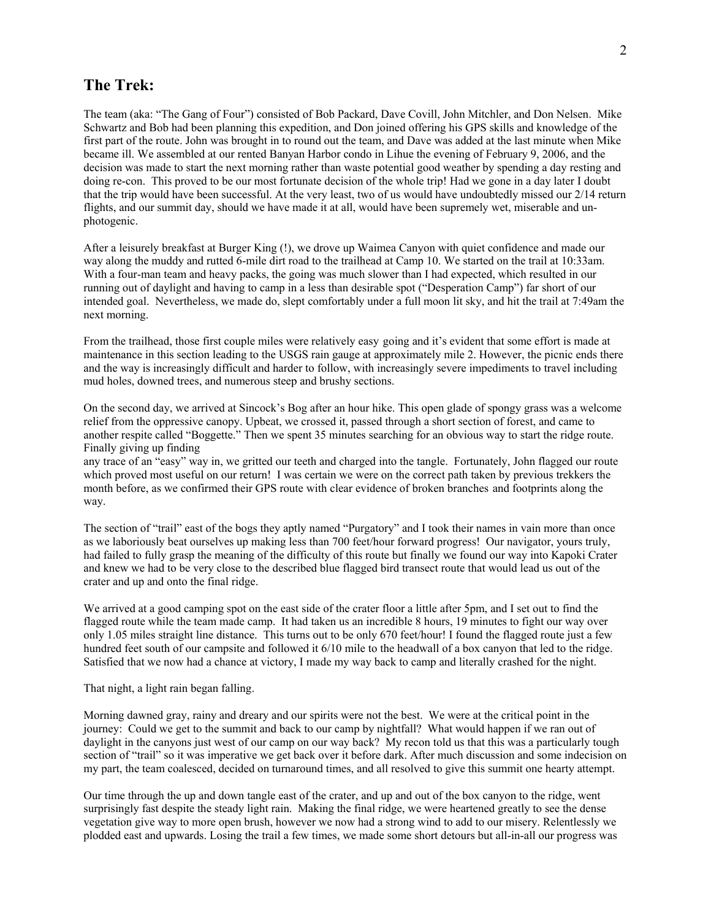## The Trek:

The team (aka: "The Gang of Four") consisted of Bob Packard, Dave Covill, John Mitchler, and Don Nelsen. Mike Schwartz and Bob had been planning this expedition, and Don joined offering his GPS skills and knowledge of the first part of the route. John was brought in to round out the team, and Dave was added at the last minute when Mike became ill. We assembled at our rented Banyan Harbor condo in Lihue the evening of February 9, 2006, and the decision was made to start the next morning rather than waste potential good weather by spending a day resting and doing re-con. This proved to be our most fortunate decision of the whole trip! Had we gone in a day later I doubt that the trip would have been successful. At the very least, two of us would have undoubtedly missed our 2/14 return flights, and our summit day, should we have made it at all, would have been supremely wet, miserable and un-photogenic.

After a leisurely breakfast at Burger King (!), we drove up Waimea Canyon with quiet confidence and made our way along the muddy and rutted 6-mile dirt road to the trailhead at Camp 10. We started on the trail at 10:33am. With a four-man team and heavy packs, the going was much slower than I had expected, which resulted in our running out of daylight and having to camp in a less than desirable spot ("Desperation Camp") far short of our intended goal. Nevertheless, we made do, slept comfortably under a full moon lit sky, and hit the trail at 7:49am the next morning.

From the trailhead, those first couple miles were relatively easy going and it's evident that some effort is made at maintenance in this section leading to the USGS rain gauge at approximately mile 2. However, the picnic ends there and the way is increasingly difficult and harder to follow, with increasingly severe impediments to travel including mud holes, downed trees, and numerous steep and brushy sections.

On the second day, we arrived at Sincock's Bog after an hour hike. This open glade of spongy grass was a welcome relief from the oppressive canopy. Upbeat, we crossed it, passed through a short section of forest, and came to another respite called "Boggette." Then we spent 35 minutes searching for an obvious way to start the ridge route. Finally giving up finding any trace of an "easy" way in, we gritted our teeth and charged into the tangle. Fortunately, John flagged our route which proved most useful on our return! I was certain we were on the correct path taken by previous trekkers the month before, as we confirmed their GPS route with clear evidence of broken branches and footprints along the way.

The section of "trail" east of the bogs they aptly named "Purgatory" and I took their names in vain more than once as we laboriously beat ourselves up making less than 700 feet/hour forward progress! Our navigator, yours truly, had failed to fully grasp the meaning of the difficulty of this route but finally we found our way into Kapoki Crater and knew we had to be very close to the described blue flagged bird transect route that would lead us out of the crater and up and onto the final ridge.

We arrived at a good camping spot on the east side of the crater floor a little after 5pm, and I set out to find the flagged route while the team made camp. It had taken us an incredible 8 hours, 19 minutes to fight our way over only 1.05 miles straight line distance. This turns out to be only 670 feet/hour! I found the flagged route just a few hundred feet south of our campsite and followed it 6/10 mile to the headwall of a box canyon that led to the ridge. Satisfied that we now had a chance at victory, I made my way back to camp and literally crashed for the night.

That night, a light rain began falling.

Morning dawned gray, rainy and dreary and our spirits were not the best. We were at the critical point in the journey: Could we get to the summit and back to our camp by nightfall? What would happen if we ran out of daylight in the canyons just west of our camp on our way back? My recon told us that this was a particularly tough section of "trail" so it was imperative we get back over it before dark. After much discussion and some indecision on my part, the team coalesced, decided on turnaround times, and all resolved to give this summit one hearty attempt.

Our time through the up and down tangle east of the crater, and up and out of the box canyon to the ridge, went surprisingly fast despite the steady light rain. Making the final ridge, we were heartened greatly to see the dense vegetation give way to more open brush, however we now had a strong wind to add to our misery. Relentlessly we plodded east and upwards. Losing the trail a few times, we made some short detours but all-in-all our progress was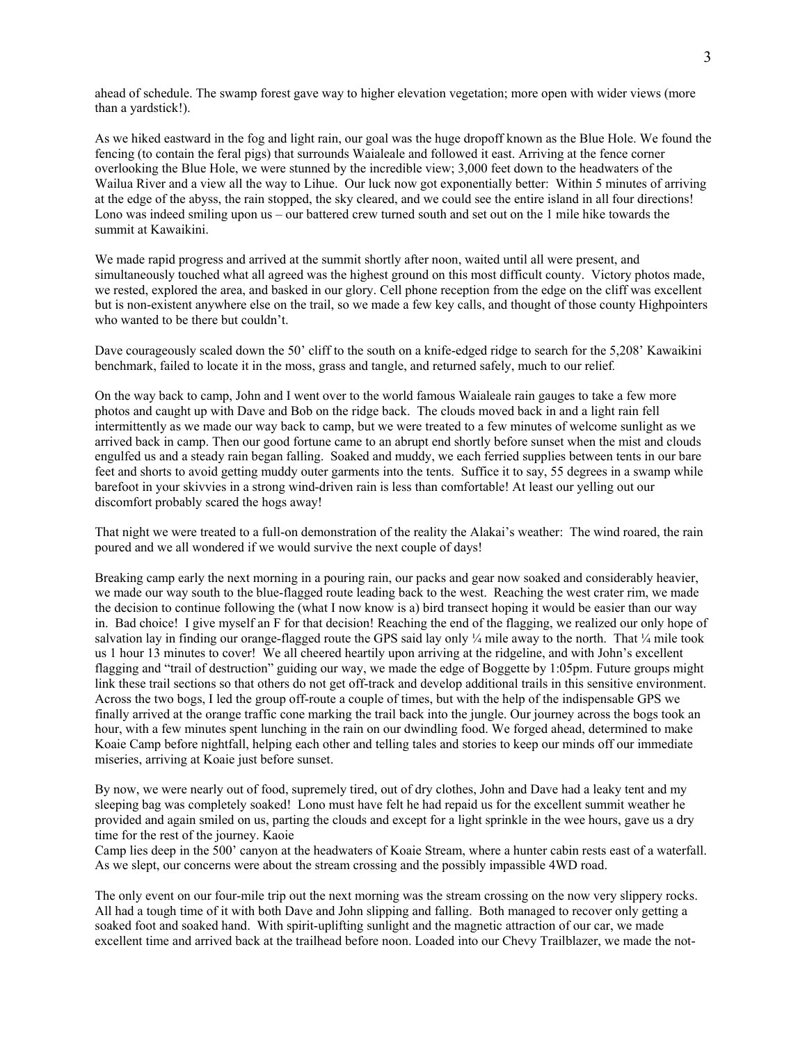ahead of schedule. The swamp forest gave way to higher elevation vegetation; more open with wider views (more than a yardstick!).

As we hiked eastward in the fog and light rain, our goal was the huge dropoff known as the Blue Hole. We found the fencing (to contain the feral pigs) that surrounds Waialeale and followed it east. Arriving at the fence corner overlooking the Blue Hole, we were stunned by the incredible view; 3,000 feet down to the headwaters of the Wailua River and a view all the way to Lihue. Our luck now got exponentially better: Within 5 minutes of arriving at the edge of the abyss, the rain stopped, the sky cleared, and we could see the entire island in all four directions! Lono was indeed smiling upon us – our battered crew turned south and set out on the 1 mile hike towards the summit at Kawaikini.

We made rapid progress and arrived at the summit shortly after noon, waited until all were present, and simultaneously touched what all agreed was the highest ground on this most difficult county. Victory photos made, we rested, explored the area, and basked in our glory. Cell phone reception from the edge on the cliff was excellent but is non-existent anywhere else on the trail, so we made a few key calls, and thought of those county Highpointers who wanted to be there but couldn't.

Dave courageously scaled down the 50' cliff to the south on a knife-edged ridge to search for the 5,208' Kawaikini benchmark, failed to locate it in the moss, grass and tangle, and returned safely, much to our relief.

On the way back to camp, John and I went over to the world famous Waialeale rain gauges to take a few more photos and caught up with Dave and Bob on the ridge back. The clouds moved back in and a light rain fell intermittently as we made our way back to camp, but we were treated to a few minutes of welcome sunlight as we arrived back in camp. Then our good fortune came to an abrupt end shortly before sunset when the mist and clouds engulfed us and a steady rain began falling. Soaked and muddy, we each ferried supplies between tents in our bare feet and shorts to avoid getting muddy outer garments into the tents. Suffice it to say, 55 degrees in a swamp while barefoot in your skivvies in a strong wind-driven rain is less than comfortable! At least our yelling out our discomfort probably scared the hogs away!

That night we were treated to a full-on demonstration of the reality the Alakai's weather: The wind roared, the rain poured and we all wondered if we would survive the next couple of days!

Breaking camp early the next morning in a pouring rain, our packs and gear now soaked and considerably heavier, we made our way south to the blue-flagged route leading back to the west. Reaching the west crater rim, we made the decision to continue following the (what I now know is a) bird transect hoping it would be easier than our way in. Bad choice! I give myself an F for that decision! Reaching the end of the flagging, we realized our only hope of salvation lay in finding our orange-flagged route the GPS said lay only ¼ mile away to the north. That ¼ mile took us 1 hour 13 minutes to cover! We all cheered heartily upon arriving at the ridgeline, and with John's excellent flagging and "trail of destruction" guiding our way, we made the edge of Boggette by 1:05pm. Future groups might link these trail sections so that others do not get off-track and develop additional trails in this sensitive environment. Across the two bogs, I led the group off-route a couple of times, but with the help of the indispensable GPS we finally arrived at the orange traffic cone marking the trail back into the jungle. Our journey across the bogs took an hour, with a few minutes spent lunching in the rain on our dwindling food. We forged ahead, determined to make Koaie Camp before nightfall, helping each other and telling tales and stories to keep our minds off our immediate miseries, arriving at Koaie just before sunset.

By now, we were nearly out of food, supremely tired, out of dry clothes, John and Dave had a leaky tent and my sleeping bag was completely soaked! Lono must have felt he had repaid us for the excellent summit weather he provided and again smiled on us, parting the clouds and except for a light sprinkle in the wee hours, gave us a dry time for the rest of the journey. Kaoie
Camp lies deep in the 500' canyon at the headwaters of Koaie Stream, where a hunter cabin rests east of a waterfall. As we slept, our concerns were about the stream crossing and the possibly impassible 4WD road.

The only event on our four-mile trip out the next morning was the stream crossing on the now very slippery rocks. All had a tough time of it with both Dave and John slipping and falling. Both managed to recover only getting a soaked foot and soaked hand. With spirit-uplifting sunlight and the magnetic attraction of our car, we made excellent time and arrived back at the trailhead before noon. Loaded into our Chevy Trailblazer, we made the not-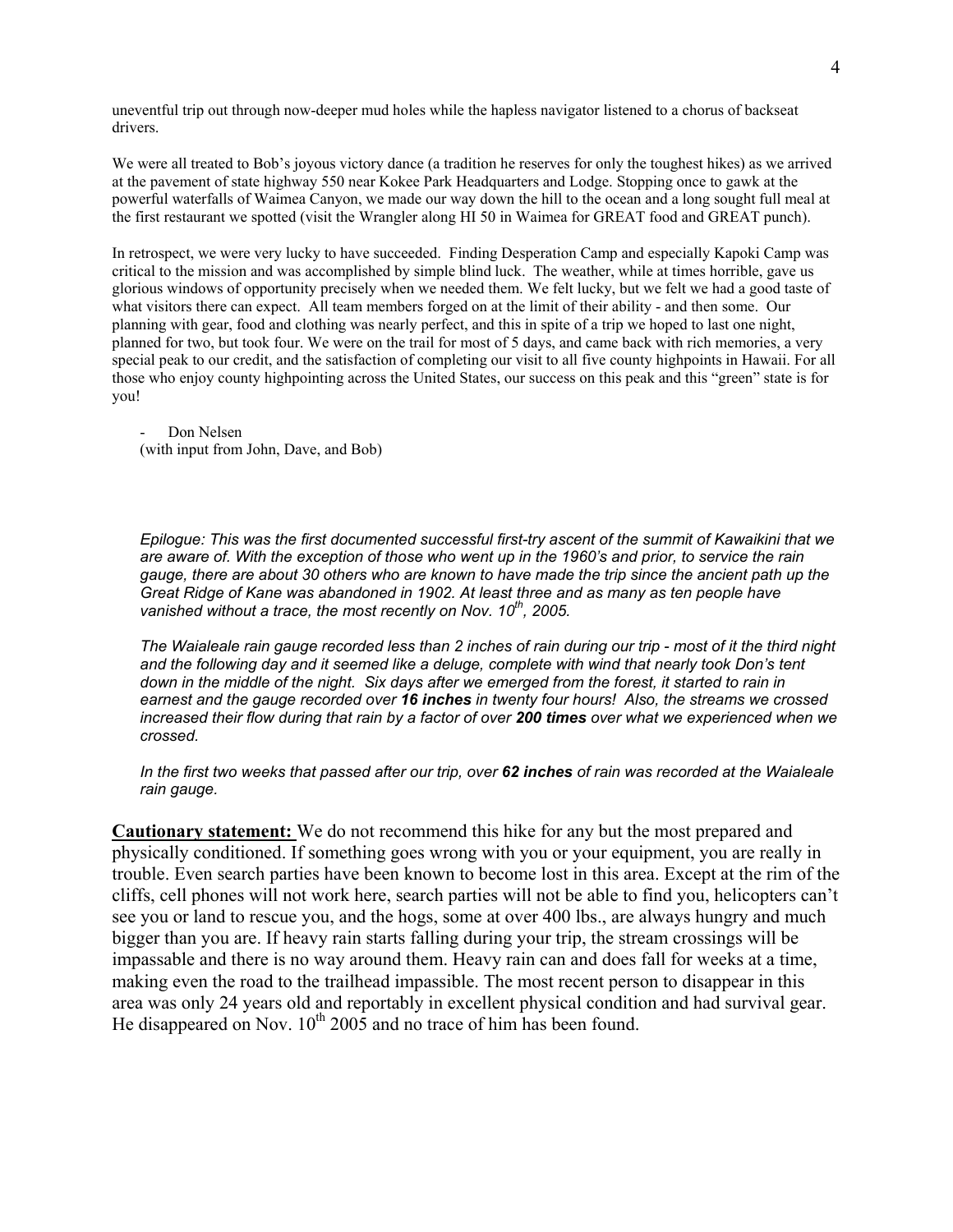uneventful trip out through now-deeper mud holes while the hapless navigator listened to a chorus of backseat drivers.

We were all treated to Bob's joyous victory dance (a tradition he reserves for only the toughest hikes) as we arrived at the pavement of state highway 550 near Kokee Park Headquarters and Lodge. Stopping once to gawk at the powerful waterfalls of Waimea Canyon, we made our way down the hill to the ocean and a long sought full meal at the first restaurant we spotted (visit the Wrangler along HI 50 in Waimea for GREAT food and GREAT punch).

In retrospect, we were very lucky to have succeeded. Finding Desperation Camp and especially Kapoki Camp was critical to the mission and was accomplished by simple blind luck. The weather, while at times horrible, gave us glorious windows of opportunity precisely when we needed them. We felt lucky, but we felt we had a good taste of what visitors there can expect. All team members forged on at the limit of their ability - and then some. Our planning with gear, food and clothing was nearly perfect, and this in spite of a trip we hoped to last one night, planned for two, but took four. We were on the trail for most of 5 days, and came back with rich memories, a very special peak to our credit, and the satisfaction of completing our visit to all five county highpoints in Hawaii. For all those who enjoy county highpointing across the United States, our success on this peak and this "green" state is for you!

- Don Nelsen
(with input from John, Dave, and Bob)

*Epilogue: This was the first documented successful first-try ascent of the summit of Kawaikini that we are aware of. With the exception of those who went up in the 1960's and prior, to service the rain gauge, there are about 30 others who are known to have made the trip since the ancient path up the Great Ridge of Kane was abandoned in 1902. At least three and as many as ten people have vanished without a trace, the most recently on Nov. 10th, 2005.*

*The Waialeale rain gauge recorded less than 2 inches of rain during our trip - most of it the third night and the following day and it seemed like a deluge, complete with wind that nearly took Don's tent down in the middle of the night. Six days after we emerged from the forest, it started to rain in earnest and the gauge recorded over **16 inches** in twenty four hours! Also, the streams we crossed increased their flow during that rain by a factor of over **200 times** over what we experienced when we crossed.*

*In the first two weeks that passed after our trip, over **62 inches** of rain was recorded at the Waialeale rain gauge.*

**Cautionary statement:** We do not recommend this hike for any but the most prepared and physically conditioned. If something goes wrong with you or your equipment, you are really in trouble. Even search parties have been known to become lost in this area. Except at the rim of the cliffs, cell phones will not work here, search parties will not be able to find you, helicopters can't see you or land to rescue you, and the hogs, some at over 400 lbs., are always hungry and much bigger than you are. If heavy rain starts falling during your trip, the stream crossings will be impassable and there is no way around them. Heavy rain can and does fall for weeks at a time, making even the road to the trailhead impassible. The most recent person to disappear in this area was only 24 years old and reportably in excellent physical condition and had survival gear. He disappeared on Nov. 10th 2005 and no trace of him has been found.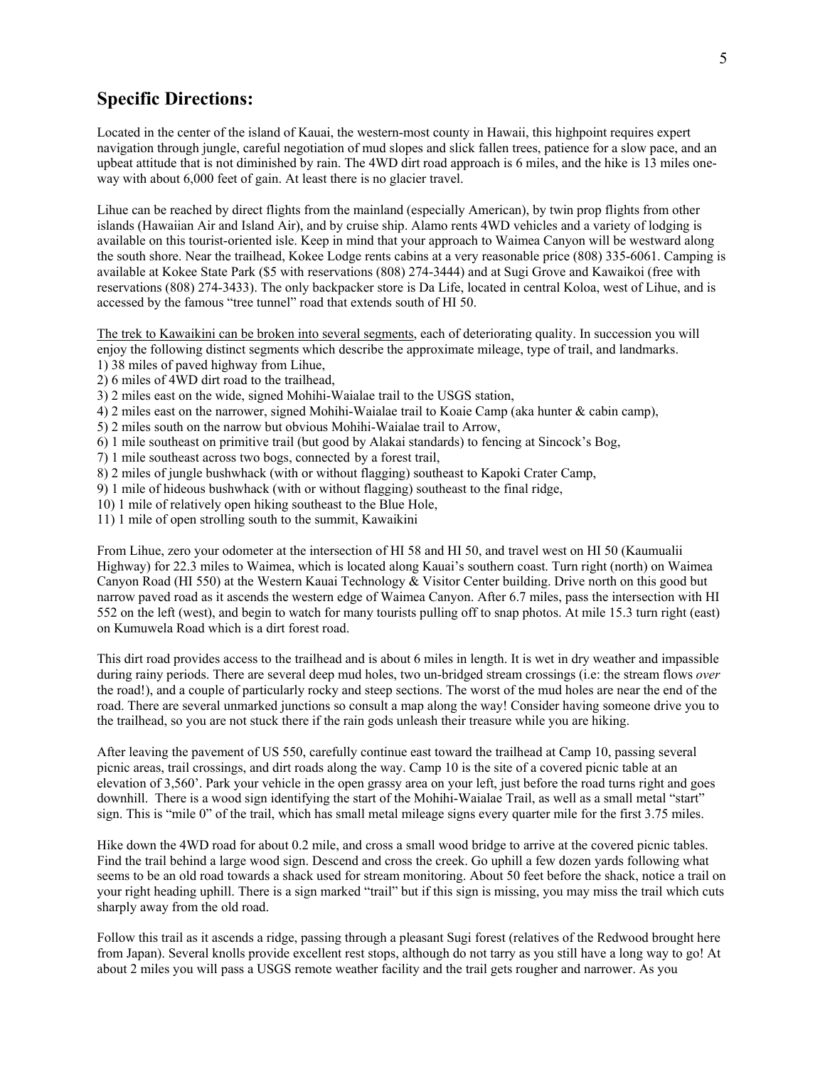## Specific Directions:

Located in the center of the island of Kauai, the western-most county in Hawaii, this highpoint requires expert navigation through jungle, careful negotiation of mud slopes and slick fallen trees, patience for a slow pace, and an upbeat attitude that is not diminished by rain. The 4WD dirt road approach is 6 miles, and the hike is 13 miles one-way with about 6,000 feet of gain. At least there is no glacier travel.

Lihue can be reached by direct flights from the mainland (especially American), by twin prop flights from other islands (Hawaiian Air and Island Air), and by cruise ship. Alamo rents 4WD vehicles and a variety of lodging is available on this tourist-oriented isle. Keep in mind that your approach to Waimea Canyon will be westward along the south shore. Near the trailhead, Kokee Lodge rents cabins at a very reasonable price (808) 335-6061. Camping is available at Kokee State Park ($5 with reservations (808) 274-3444) and at Sugi Grove and Kawaikoi (free with reservations (808) 274-3433). The only backpacker store is Da Life, located in central Koloa, west of Lihue, and is accessed by the famous "tree tunnel" road that extends south of HI 50.

<u>The trek to Kawaikini can be broken into several segments</u>, each of deteriorating quality. In succession you will enjoy the following distinct segments which describe the approximate mileage, type of trail, and landmarks.

1) 38 miles of paved highway from Lihue,
2) 6 miles of 4WD dirt road to the trailhead,
3) 2 miles east on the wide, signed Mohihi-Waialae trail to the USGS station,
4) 2 miles east on the narrower, signed Mohihi-Waialae trail to Koaie Camp (aka hunter & cabin camp),
5) 2 miles south on the narrow but obvious Mohihi-Waialae trail to Arrow,
6) 1 mile southeast on primitive trail (but good by Alakai standards) to fencing at Sincock's Bog,
7) 1 mile southeast across two bogs, connected by a forest trail,
8) 2 miles of jungle bushwhack (with or without flagging) southeast to Kapoki Crater Camp,
9) 1 mile of hideous bushwhack (with or without flagging) southeast to the final ridge,
10) 1 mile of relatively open hiking southeast to the Blue Hole,
11) 1 mile of open strolling south to the summit, Kawaikini

From Lihue, zero your odometer at the intersection of HI 58 and HI 50, and travel west on HI 50 (Kaumualii Highway) for 22.3 miles to Waimea, which is located along Kauai's southern coast. Turn right (north) on Waimea Canyon Road (HI 550) at the Western Kauai Technology & Visitor Center building. Drive north on this good but narrow paved road as it ascends the western edge of Waimea Canyon. After 6.7 miles, pass the intersection with HI 552 on the left (west), and begin to watch for many tourists pulling off to snap photos. At mile 15.3 turn right (east) on Kumuwela Road which is a dirt forest road.

This dirt road provides access to the trailhead and is about 6 miles in length. It is wet in dry weather and impassible during rainy periods. There are several deep mud holes, two un-bridged stream crossings (i.e: the stream flows *over* the road!), and a couple of particularly rocky and steep sections. The worst of the mud holes are near the end of the road. There are several unmarked junctions so consult a map along the way! Consider having someone drive you to the trailhead, so you are not stuck there if the rain gods unleash their treasure while you are hiking.

After leaving the pavement of US 550, carefully continue east toward the trailhead at Camp 10, passing several picnic areas, trail crossings, and dirt roads along the way. Camp 10 is the site of a covered picnic table at an elevation of 3,560'. Park your vehicle in the open grassy area on your left, just before the road turns right and goes downhill. There is a wood sign identifying the start of the Mohihi-Waialae Trail, as well as a small metal "start" sign. This is "mile 0" of the trail, which has small metal mileage signs every quarter mile for the first 3.75 miles.

Hike down the 4WD road for about 0.2 mile, and cross a small wood bridge to arrive at the covered picnic tables. Find the trail behind a large wood sign. Descend and cross the creek. Go uphill a few dozen yards following what seems to be an old road towards a shack used for stream monitoring. About 50 feet before the shack, notice a trail on your right heading uphill. There is a sign marked "trail" but if this sign is missing, you may miss the trail which cuts sharply away from the old road.

Follow this trail as it ascends a ridge, passing through a pleasant Sugi forest (relatives of the Redwood brought here from Japan). Several knolls provide excellent rest stops, although do not tarry as you still have a long way to go! At about 2 miles you will pass a USGS remote weather facility and the trail gets rougher and narrower. As you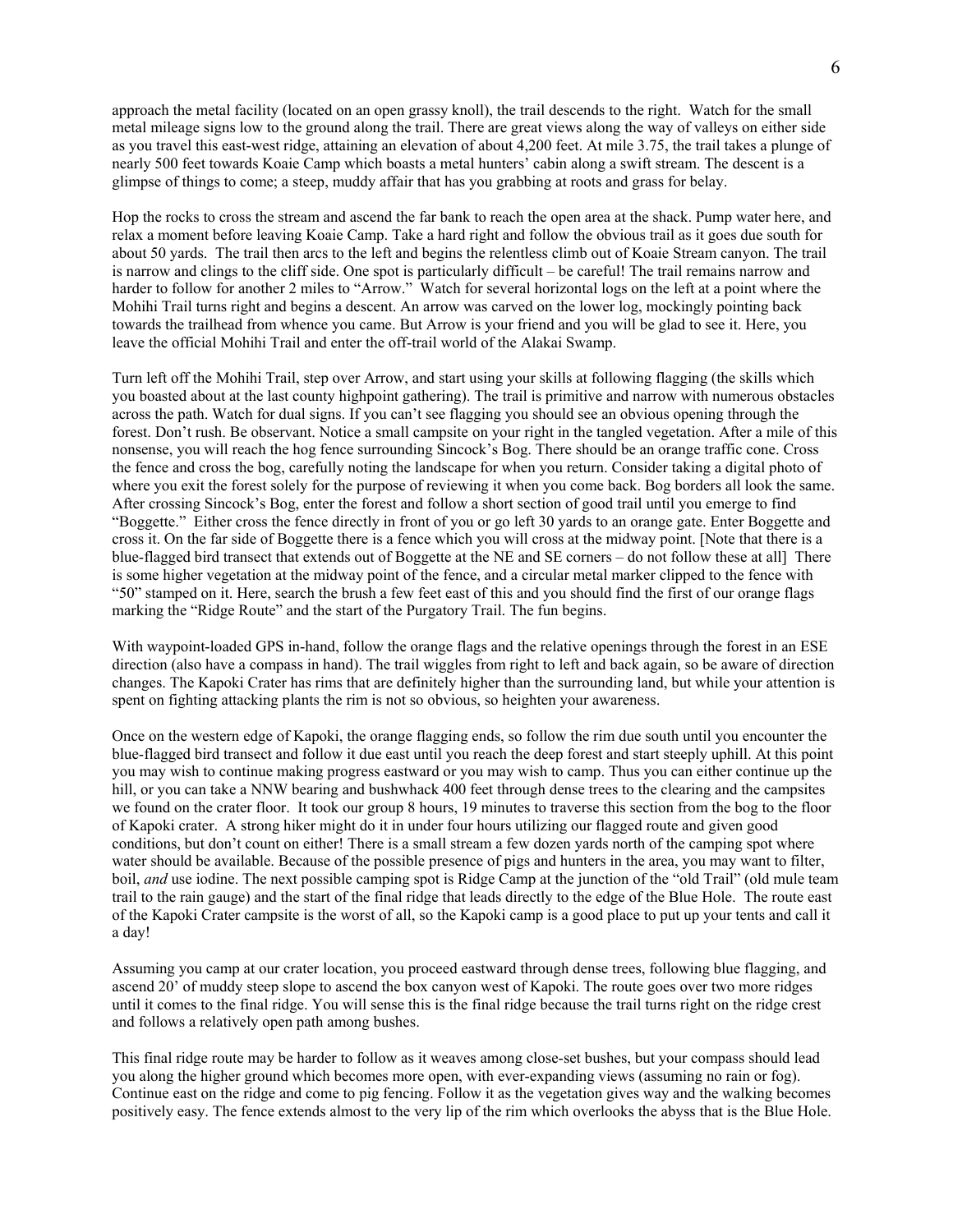approach the metal facility (located on an open grassy knoll), the trail descends to the right. Watch for the small metal mileage signs low to the ground along the trail. There are great views along the way of valleys on either side as you travel this east-west ridge, attaining an elevation of about 4,200 feet. At mile 3.75, the trail takes a plunge of nearly 500 feet towards Koaie Camp which boasts a metal hunters' cabin along a swift stream. The descent is a glimpse of things to come; a steep, muddy affair that has you grabbing at roots and grass for belay.

Hop the rocks to cross the stream and ascend the far bank to reach the open area at the shack. Pump water here, and relax a moment before leaving Koaie Camp. Take a hard right and follow the obvious trail as it goes due south for about 50 yards. The trail then arcs to the left and begins the relentless climb out of Koaie Stream canyon. The trail is narrow and clings to the cliff side. One spot is particularly difficult – be careful! The trail remains narrow and harder to follow for another 2 miles to "Arrow." Watch for several horizontal logs on the left at a point where the Mohihi Trail turns right and begins a descent. An arrow was carved on the lower log, mockingly pointing back towards the trailhead from whence you came. But Arrow is your friend and you will be glad to see it. Here, you leave the official Mohihi Trail and enter the off-trail world of the Alakai Swamp.

Turn left off the Mohihi Trail, step over Arrow, and start using your skills at following flagging (the skills which you boasted about at the last county highpoint gathering). The trail is primitive and narrow with numerous obstacles across the path. Watch for dual signs. If you can't see flagging you should see an obvious opening through the forest. Don't rush. Be observant. Notice a small campsite on your right in the tangled vegetation. After a mile of this nonsense, you will reach the hog fence surrounding Sincock's Bog. There should be an orange traffic cone. Cross the fence and cross the bog, carefully noting the landscape for when you return. Consider taking a digital photo of where you exit the forest solely for the purpose of reviewing it when you come back. Bog borders all look the same. After crossing Sincock's Bog, enter the forest and follow a short section of good trail until you emerge to find "Boggette." Either cross the fence directly in front of you or go left 30 yards to an orange gate. Enter Boggette and cross it. On the far side of Boggette there is a fence which you will cross at the midway point. [Note that there is a blue-flagged bird transect that extends out of Boggette at the NE and SE corners – do not follow these at all] There is some higher vegetation at the midway point of the fence, and a circular metal marker clipped to the fence with "50" stamped on it. Here, search the brush a few feet east of this and you should find the first of our orange flags marking the "Ridge Route" and the start of the Purgatory Trail. The fun begins.

With waypoint-loaded GPS in-hand, follow the orange flags and the relative openings through the forest in an ESE direction (also have a compass in hand). The trail wiggles from right to left and back again, so be aware of direction changes. The Kapoki Crater has rims that are definitely higher than the surrounding land, but while your attention is spent on fighting attacking plants the rim is not so obvious, so heighten your awareness.

Once on the western edge of Kapoki, the orange flagging ends, so follow the rim due south until you encounter the blue-flagged bird transect and follow it due east until you reach the deep forest and start steeply uphill. At this point you may wish to continue making progress eastward or you may wish to camp. Thus you can either continue up the hill, or you can take a NNW bearing and bushwhack 400 feet through dense trees to the clearing and the campsites we found on the crater floor. It took our group 8 hours, 19 minutes to traverse this section from the bog to the floor of Kapoki crater. A strong hiker might do it in under four hours utilizing our flagged route and given good conditions, but don't count on either! There is a small stream a few dozen yards north of the camping spot where water should be available. Because of the possible presence of pigs and hunters in the area, you may want to filter, boil, *and* use iodine. The next possible camping spot is Ridge Camp at the junction of the "old Trail" (old mule team trail to the rain gauge) and the start of the final ridge that leads directly to the edge of the Blue Hole. The route east of the Kapoki Crater campsite is the worst of all, so the Kapoki camp is a good place to put up your tents and call it a day!

Assuming you camp at our crater location, you proceed eastward through dense trees, following blue flagging, and ascend 20' of muddy steep slope to ascend the box canyon west of Kapoki. The route goes over two more ridges until it comes to the final ridge. You will sense this is the final ridge because the trail turns right on the ridge crest and follows a relatively open path among bushes.

This final ridge route may be harder to follow as it weaves among close-set bushes, but your compass should lead you along the higher ground which becomes more open, with ever-expanding views (assuming no rain or fog). Continue east on the ridge and come to pig fencing. Follow it as the vegetation gives way and the walking becomes positively easy. The fence extends almost to the very lip of the rim which overlooks the abyss that is the Blue Hole.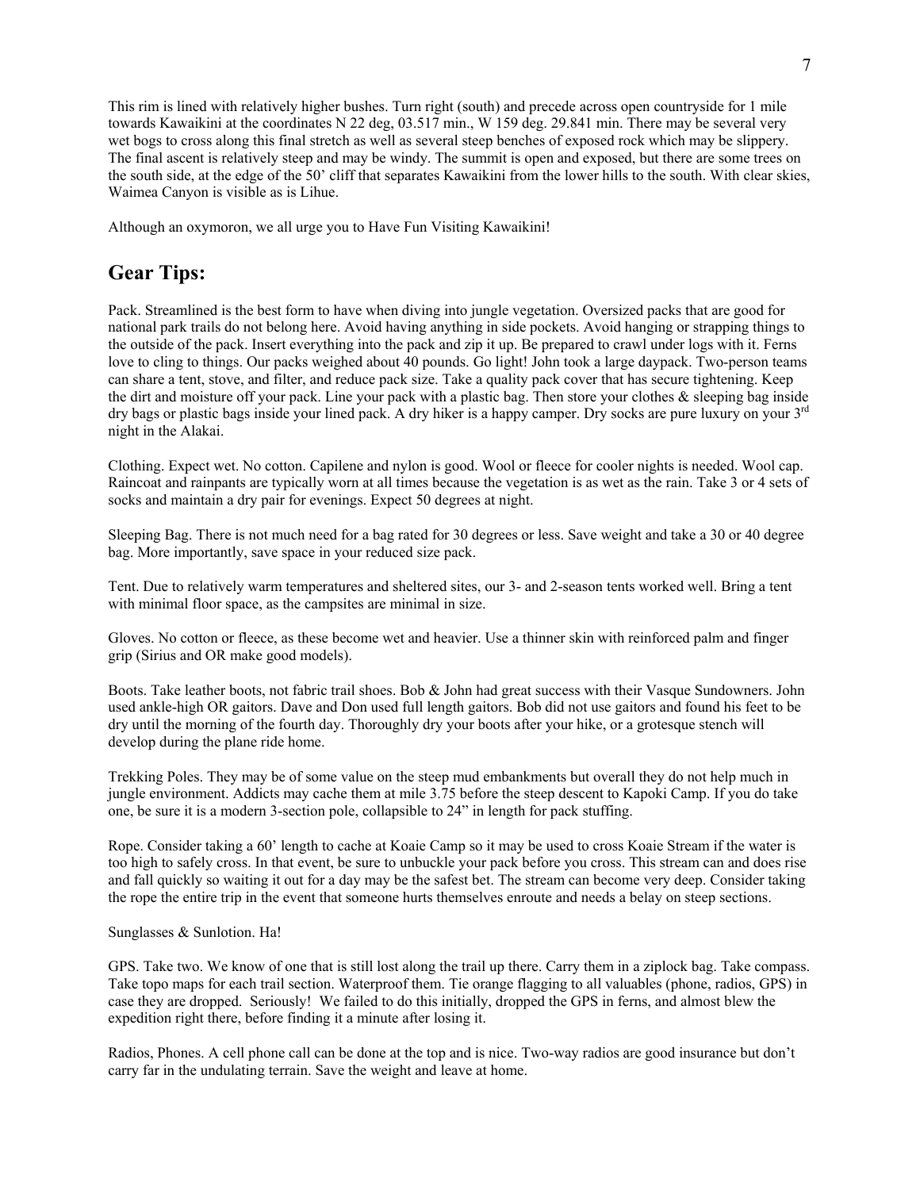This rim is lined with relatively higher bushes. Turn right (south) and precede across open countryside for 1 mile towards Kawaikini at the coordinates N 22 deg, 03.517 min., W 159 deg. 29.841 min. There may be several very wet bogs to cross along this final stretch as well as several steep benches of exposed rock which may be slippery. The final ascent is relatively steep and may be windy. The summit is open and exposed, but there are some trees on the south side, at the edge of the 50' cliff that separates Kawaikini from the lower hills to the south. With clear skies, Waimea Canyon is visible as is Lihue.

Although an oxymoron, we all urge you to Have Fun Visiting Kawaikini!

## Gear Tips:

Pack. Streamlined is the best form to have when diving into jungle vegetation. Oversized packs that are good for national park trails do not belong here. Avoid having anything in side pockets. Avoid hanging or strapping things to the outside of the pack. Insert everything into the pack and zip it up. Be prepared to crawl under logs with it. Ferns love to cling to things. Our packs weighed about 40 pounds. Go light! John took a large daypack. Two-person teams can share a tent, stove, and filter, and reduce pack size. Take a quality pack cover that has secure tightening. Keep the dirt and moisture off your pack. Line your pack with a plastic bag. Then store your clothes & sleeping bag inside dry bags or plastic bags inside your lined pack. A dry hiker is a happy camper. Dry socks are pure luxury on your 3rd night in the Alakai.

Clothing. Expect wet. No cotton. Capilene and nylon is good. Wool or fleece for cooler nights is needed. Wool cap. Raincoat and rainpants are typically worn at all times because the vegetation is as wet as the rain. Take 3 or 4 sets of socks and maintain a dry pair for evenings. Expect 50 degrees at night.

Sleeping Bag. There is not much need for a bag rated for 30 degrees or less. Save weight and take a 30 or 40 degree bag. More importantly, save space in your reduced size pack.

Tent. Due to relatively warm temperatures and sheltered sites, our 3- and 2-season tents worked well. Bring a tent with minimal floor space, as the campsites are minimal in size.

Gloves. No cotton or fleece, as these become wet and heavier. Use a thinner skin with reinforced palm and finger grip (Sirius and OR make good models).

Boots. Take leather boots, not fabric trail shoes. Bob & John had great success with their Vasque Sundowners. John used ankle-high OR gaitors. Dave and Don used full length gaitors. Bob did not use gaitors and found his feet to be dry until the morning of the fourth day. Thoroughly dry your boots after your hike, or a grotesque stench will develop during the plane ride home.

Trekking Poles. They may be of some value on the steep mud embankments but overall they do not help much in jungle environment. Addicts may cache them at mile 3.75 before the steep descent to Kapoki Camp. If you do take one, be sure it is a modern 3-section pole, collapsible to 24" in length for pack stuffing.

Rope. Consider taking a 60' length to cache at Koaie Camp so it may be used to cross Koaie Stream if the water is too high to safely cross. In that event, be sure to unbuckle your pack before you cross. This stream can and does rise and fall quickly so waiting it out for a day may be the safest bet. The stream can become very deep. Consider taking the rope the entire trip in the event that someone hurts themselves enroute and needs a belay on steep sections.

Sunglasses & Sunlotion. Ha!

GPS. Take two. We know of one that is still lost along the trail up there. Carry them in a ziplock bag. Take compass. Take topo maps for each trail section. Waterproof them. Tie orange flagging to all valuables (phone, radios, GPS) in case they are dropped. Seriously! We failed to do this initially, dropped the GPS in ferns, and almost blew the expedition right there, before finding it a minute after losing it.

Radios, Phones. A cell phone call can be done at the top and is nice. Two-way radios are good insurance but don't carry far in the undulating terrain. Save the weight and leave at home.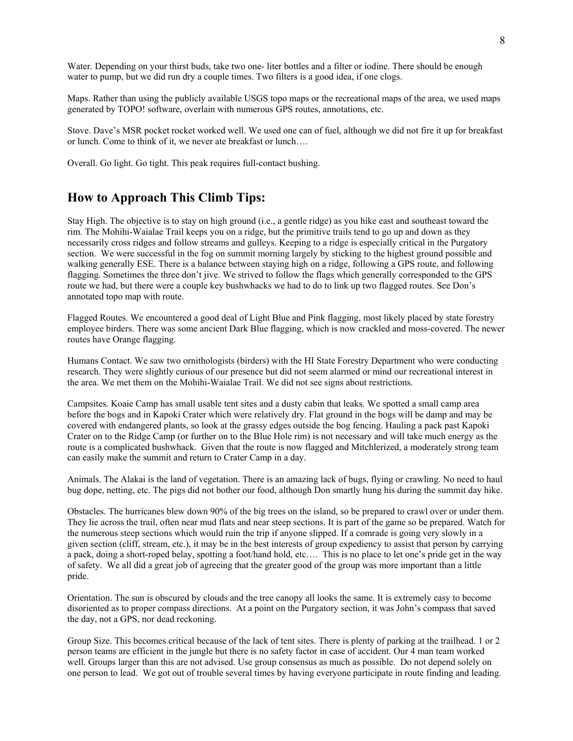Water. Depending on your thirst buds, take two one- liter bottles and a filter or iodine. There should be enough water to pump, but we did run dry a couple times. Two filters is a good idea, if one clogs.

Maps. Rather than using the publicly available USGS topo maps or the recreational maps of the area, we used maps generated by TOPO! software, overlain with numerous GPS routes, annotations, etc.

Stove. Dave's MSR pocket rocket worked well. We used one can of fuel, although we did not fire it up for breakfast or lunch. Come to think of it, we never ate breakfast or lunch….

Overall. Go light. Go tight. This peak requires full-contact bushing.

## How to Approach This Climb Tips:

Stay High. The objective is to stay on high ground (i.e., a gentle ridge) as you hike east and southeast toward the rim. The Mohihi-Waialae Trail keeps you on a ridge, but the primitive trails tend to go up and down as they necessarily cross ridges and follow streams and gulleys. Keeping to a ridge is especially critical in the Purgatory section. We were successful in the fog on summit morning largely by sticking to the highest ground possible and walking generally ESE. There is a balance between staying high on a ridge, following a GPS route, and following flagging. Sometimes the three don't jive. We strived to follow the flags which generally corresponded to the GPS route we had, but there were a couple key bushwacks we had to do to link up two flagged routes. See Don's annotated topo map with route.

Flagged Routes. We encountered a good deal of Light Blue and Pink flagging, most likely placed by state forestry employee birders. There was some ancient Dark Blue flagging, which is now crackled and moss-covered. The newer routes have Orange flagging.

Humans Contact. We saw two ornithologists (birders) with the HI State Forestry Department who were conducting research. They were slightly curious of our presence but did not seem alarmed or mind our recreational interest in the area. We met them on the Mohihi-Waialae Trail. We did not see signs about restrictions.

Campsites. Koaie Camp has small usable tent sites and a dusty cabin that leaks. We spotted a small camp area before the bogs and in Kapoki Crater which were relatively dry. Flat ground in the bogs will be damp and may be covered with endangered plants, so look at the grassy edges outside the bog fencing. Hauling a pack past Kapoki Crater on to the Ridge Camp (or further on to the Blue Hole rim) is not necessary and will take much energy as the route is a complicated bushwhack. Given that the route is now flagged and Mitchlerized, a moderately strong team can easily make the summit and return to Crater Camp in a day.

Animals. The Alakai is the land of vegetation. There is an amazing lack of bugs, flying or crawling. No need to haul bug dope, netting, etc. The pigs did not bother our food, although Don smartly hung his during the summit day hike.

Obstacles. The hurricanes blew down 90% of the big trees on the island, so be prepared to crawl over or under them. They lie across the trail, often near mud flats and near steep sections. It is part of the game so be prepared. Watch for the numerous steep sections which would ruin the trip if anyone slipped. If a comrade is going very slowly in a given section (cliff, stream, etc.), it may be in the best interests of group expediency to assist that person by carrying a pack, doing a short-roped belay, spotting a foot/hand hold, etc…. This is no place to let one's pride get in the way of safety. We all did a great job of agreeing that the greater good of the group was more important than a little pride.

Orientation. The sun is obscured by clouds and the tree canopy all looks the same. It is extremely easy to become disoriented as to proper compass directions. At a point on the Purgatory section, it was John's compass that saved the day, not a GPS, nor dead reckoning.

Group Size. This becomes critical because of the lack of tent sites. There is plenty of parking at the trailhead. 1 or 2 person teams are efficient in the jungle but there is no safety factor in case of accident. Our 4 man team worked well. Groups larger than this are not advised. Use group consensus as much as possible. Do not depend solely on one person to lead. We got out of trouble several times by having everyone participate in route finding and leading.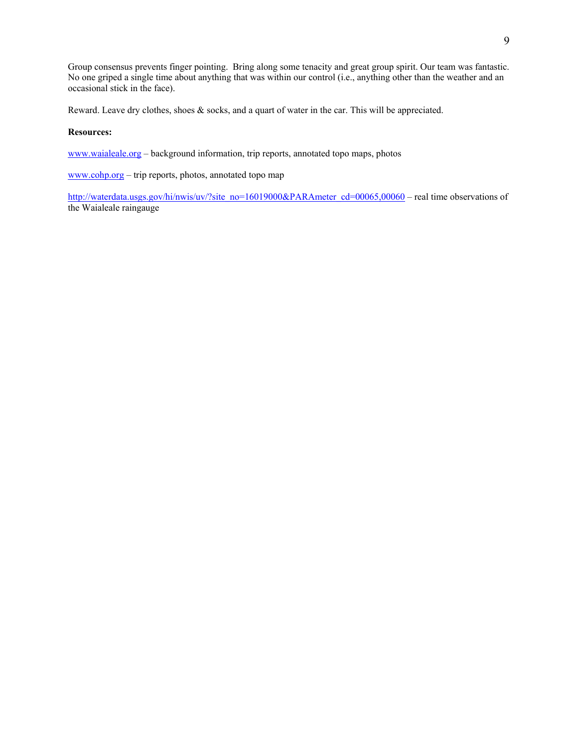Group consensus prevents finger pointing. Bring along some tenacity and great group spirit. Our team was fantastic. No one griped a single time about anything that was within our control (i.e., anything other than the weather and an occasional stick in the face).

Reward. Leave dry clothes, shoes & socks, and a quart of water in the car. This will be appreciated.

**Resources:**

www.waialeale.org – background information, trip reports, annotated topo maps, photos

www.cohp.org – trip reports, photos, annotated topo map

http://waterdata.usgs.gov/hi/nwis/uv/?site_no=16019000&PARAmeter_cd=00065,00060 – real time observations of the Waialeale raingauge